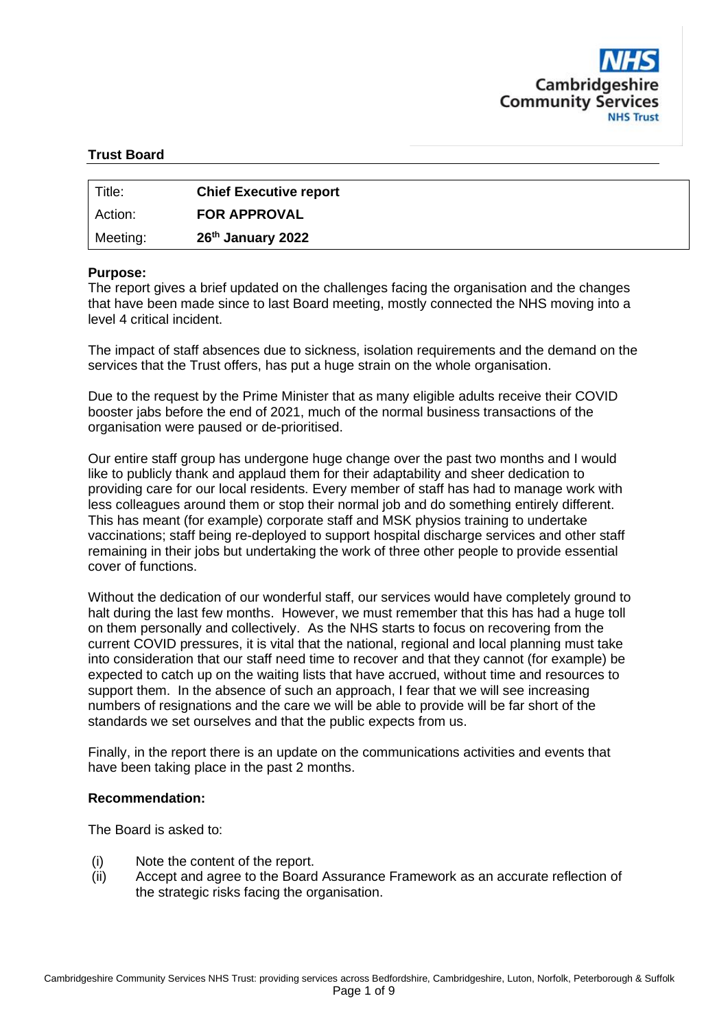NHS Cambridgeshire Community Services NHS Trust

**Trust Board**

| Title: | **Chief Executive report** |
|---|---|
| Action: | **FOR APPROVAL** |
| Meeting: | **26th January 2022** |

**Purpose:**
The report gives a brief updated on the challenges facing the organisation and the changes that have been made since to last Board meeting, mostly connected the NHS moving into a level 4 critical incident.

The impact of staff absences due to sickness, isolation requirements and the demand on the services that the Trust offers, has put a huge strain on the whole organisation.

Due to the request by the Prime Minister that as many eligible adults receive their COVID booster jabs before the end of 2021, much of the normal business transactions of the organisation were paused or de-prioritised.

Our entire staff group has undergone huge change over the past two months and I would like to publicly thank and applaud them for their adaptability and sheer dedication to providing care for our local residents. Every member of staff has had to manage work with less colleagues around them or stop their normal job and do something entirely different. This has meant (for example) corporate staff and MSK physios training to undertake vaccinations; staff being re-deployed to support hospital discharge services and other staff remaining in their jobs but undertaking the work of three other people to provide essential cover of functions.

Without the dedication of our wonderful staff, our services would have completely ground to halt during the last few months. However, we must remember that this has had a huge toll on them personally and collectively. As the NHS starts to focus on recovering from the current COVID pressures, it is vital that the national, regional and local planning must take into consideration that our staff need time to recover and that they cannot (for example) be expected to catch up on the waiting lists that have accrued, without time and resources to support them. In the absence of such an approach, I fear that we will see increasing numbers of resignations and the care we will be able to provide will be far short of the standards we set ourselves and that the public expects from us.

Finally, in the report there is an update on the communications activities and events that have been taking place in the past 2 months.

**Recommendation:**

The Board is asked to:

(i) Note the content of the report.
(ii) Accept and agree to the Board Assurance Framework as an accurate reflection of the strategic risks facing the organisation.

Cambridgeshire Community Services NHS Trust: providing services across Bedfordshire, Cambridgeshire, Luton, Norfolk, Peterborough & Suffolk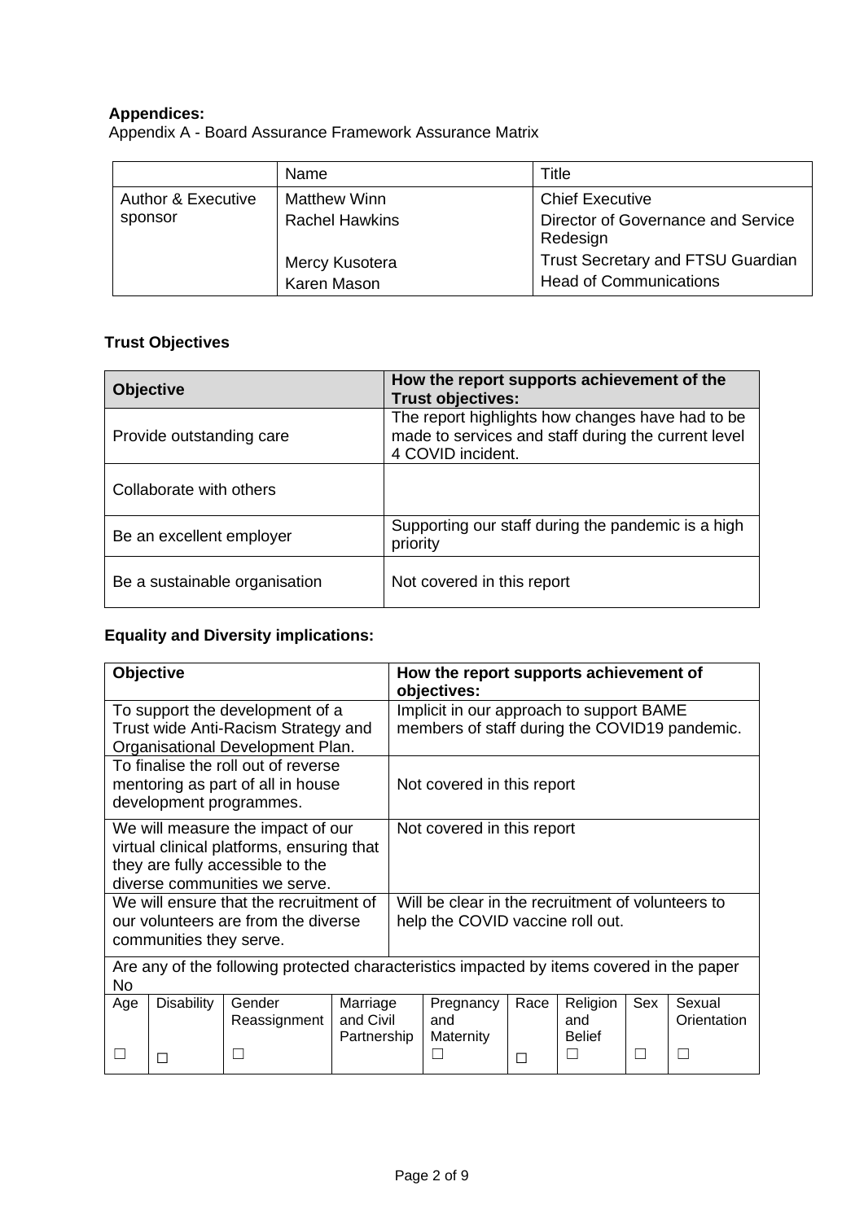**Appendices:**
Appendix A - Board Assurance Framework Assurance Matrix

| | Name | Title |
|---|---|---|
| Author & Executive sponsor | Matthew Winn<br>Rachel Hawkins<br><br>Mercy Kusotera<br>Karen Mason | Chief Executive<br>Director of Governance and Service Redesign<br>Trust Secretary and FTSU Guardian<br>Head of Communications |

**Trust Objectives**

| Objective | How the report supports achievement of the Trust objectives: |
|---|---|
| Provide outstanding care | The report highlights how changes have had to be made to services and staff during the current level 4 COVID incident. |
| Collaborate with others | |
| Be an excellent employer | Supporting our staff during the pandemic is a high priority |
| Be a sustainable organisation | Not covered in this report |

**Equality and Diversity implications:**

| Objective | How the report supports achievement of objectives: |
|---|---|
| To support the development of a Trust wide Anti-Racism Strategy and Organisational Development Plan. | Implicit in our approach to support BAME members of staff during the COVID19 pandemic. |
| To finalise the roll out of reverse mentoring as part of all in house development programmes. | Not covered in this report |
| We will measure the impact of our virtual clinical platforms, ensuring that they are fully accessible to the diverse communities we serve. | Not covered in this report |
| We will ensure that the recruitment of our volunteers are from the diverse communities they serve. | Will be clear in the recruitment of volunteers to help the COVID vaccine roll out. |

Are any of the following protected characteristics impacted by items covered in the paper
No

| Age | Disability | Gender Reassignment | Marriage and Civil Partnership | Pregnancy and Maternity | Race | Religion and Belief | Sex | Sexual Orientation |
|---|---|---|---|---|---|---|---|---|
| ☐ | ☐ | ☐ | | ☐ | ☐ | ☐ | ☐ | ☐ |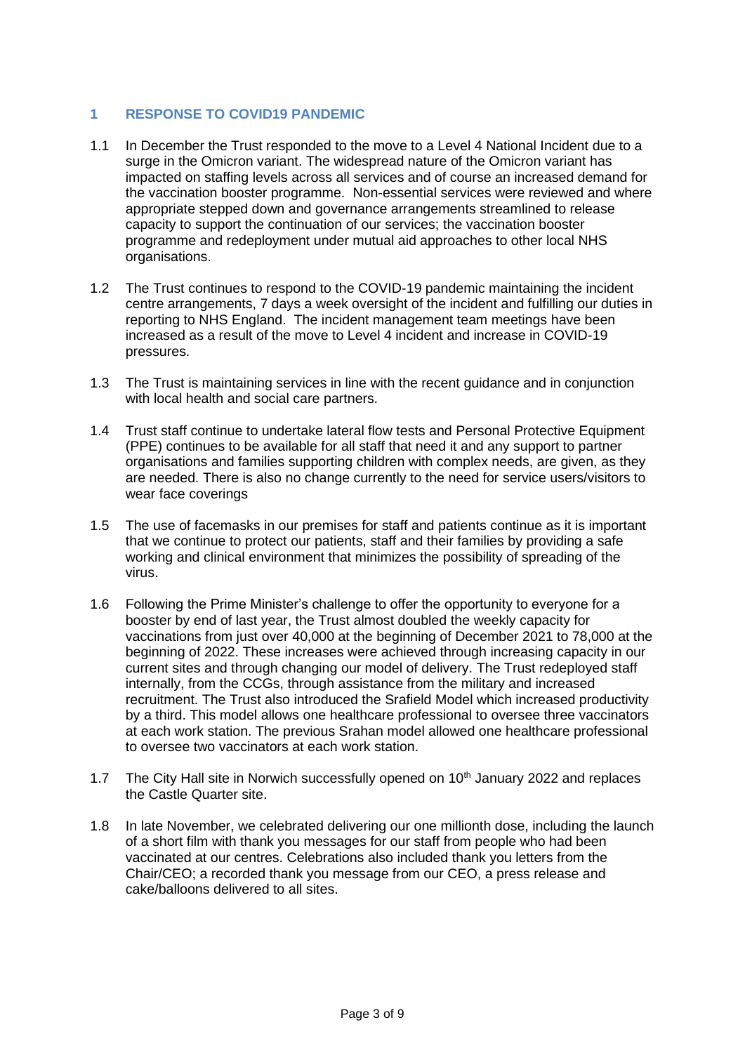## 1 RESPONSE TO COVID19 PANDEMIC

1.1 In December the Trust responded to the move to a Level 4 National Incident due to a surge in the Omicron variant. The widespread nature of the Omicron variant has impacted on staffing levels across all services and of course an increased demand for the vaccination booster programme. Non-essential services were reviewed and where appropriate stepped down and governance arrangements streamlined to release capacity to support the continuation of our services; the vaccination booster programme and redeployment under mutual aid approaches to other local NHS organisations.

1.2 The Trust continues to respond to the COVID-19 pandemic maintaining the incident centre arrangements, 7 days a week oversight of the incident and fulfilling our duties in reporting to NHS England. The incident management team meetings have been increased as a result of the move to Level 4 incident and increase in COVID-19 pressures.

1.3 The Trust is maintaining services in line with the recent guidance and in conjunction with local health and social care partners.

1.4 Trust staff continue to undertake lateral flow tests and Personal Protective Equipment (PPE) continues to be available for all staff that need it and any support to partner organisations and families supporting children with complex needs, are given, as they are needed. There is also no change currently to the need for service users/visitors to wear face coverings

1.5 The use of facemasks in our premises for staff and patients continue as it is important that we continue to protect our patients, staff and their families by providing a safe working and clinical environment that minimizes the possibility of spreading of the virus.

1.6 Following the Prime Minister's challenge to offer the opportunity to everyone for a booster by end of last year, the Trust almost doubled the weekly capacity for vaccinations from just over 40,000 at the beginning of December 2021 to 78,000 at the beginning of 2022. These increases were achieved through increasing capacity in our current sites and through changing our model of delivery. The Trust redeployed staff internally, from the CCGs, through assistance from the military and increased recruitment. The Trust also introduced the Srafield Model which increased productivity by a third. This model allows one healthcare professional to oversee three vaccinators at each work station. The previous Srahan model allowed one healthcare professional to oversee two vaccinators at each work station.

1.7 The City Hall site in Norwich successfully opened on 10th January 2022 and replaces the Castle Quarter site.

1.8 In late November, we celebrated delivering our one millionth dose, including the launch of a short film with thank you messages for our staff from people who had been vaccinated at our centres. Celebrations also included thank you letters from the Chair/CEO; a recorded thank you message from our CEO, a press release and cake/balloons delivered to all sites.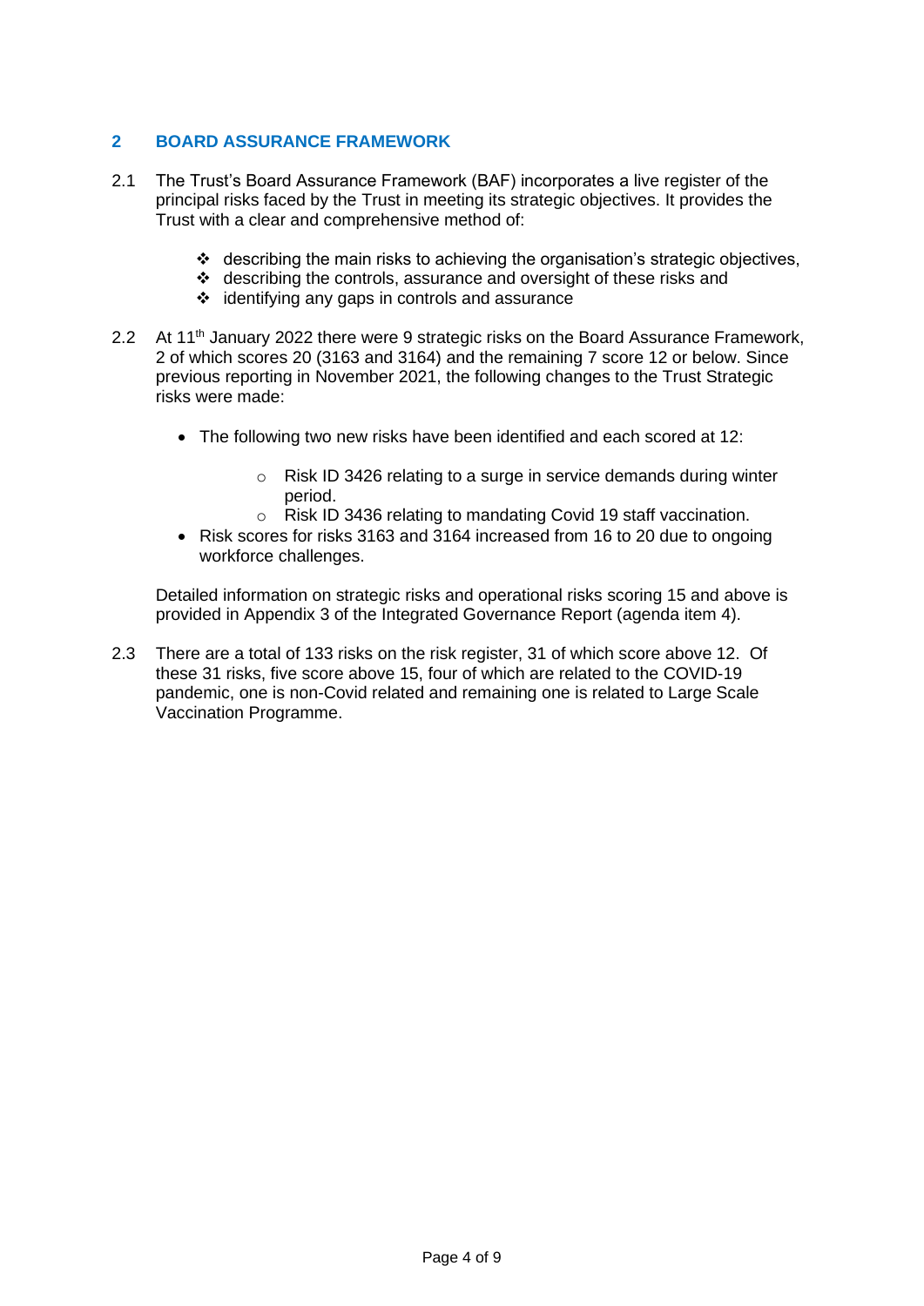## 2 BOARD ASSURANCE FRAMEWORK

2.1 The Trust's Board Assurance Framework (BAF) incorporates a live register of the principal risks faced by the Trust in meeting its strategic objectives. It provides the Trust with a clear and comprehensive method of:

- describing the main risks to achieving the organisation's strategic objectives,
- describing the controls, assurance and oversight of these risks and
- identifying any gaps in controls and assurance

2.2 At 11th January 2022 there were 9 strategic risks on the Board Assurance Framework, 2 of which scores 20 (3163 and 3164) and the remaining 7 score 12 or below. Since previous reporting in November 2021, the following changes to the Trust Strategic risks were made:

- The following two new risks have been identified and each scored at 12:
  - Risk ID 3426 relating to a surge in service demands during winter period.
  - Risk ID 3436 relating to mandating Covid 19 staff vaccination.
- Risk scores for risks 3163 and 3164 increased from 16 to 20 due to ongoing workforce challenges.

Detailed information on strategic risks and operational risks scoring 15 and above is provided in Appendix 3 of the Integrated Governance Report (agenda item 4).

2.3 There are a total of 133 risks on the risk register, 31 of which score above 12. Of these 31 risks, five score above 15, four of which are related to the COVID-19 pandemic, one is non-Covid related and remaining one is related to Large Scale Vaccination Programme.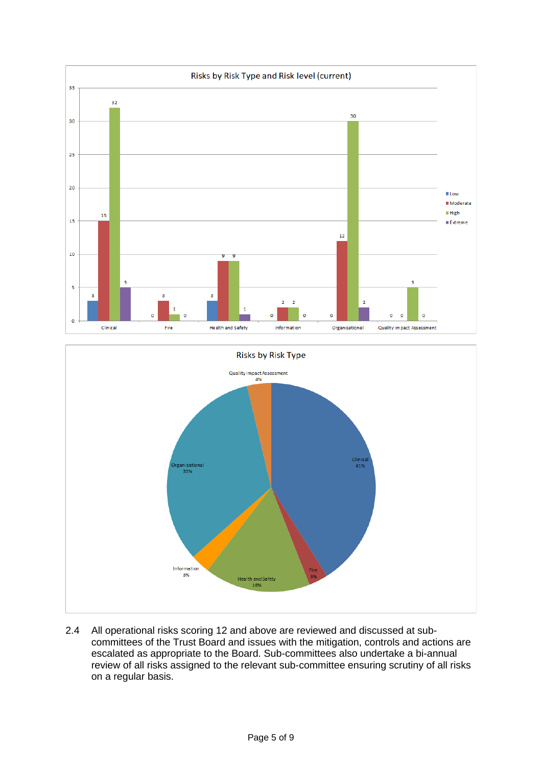**Risks by Risk Type and Risk level (current)**

| Risk Type | Low | Moderate | High | Extreme |
|---|---|---|---|---|
| Clinical | 3 | 15 | 32 | 5 |
| Fire | 0 | 3 | 1 | 0 |
| Health and Safety | 3 | 9 | 9 | 1 |
| Information | 0 | 2 | 2 | 0 |
| Organisational | 0 | 12 | 30 | 2 |
| Quality Impact Assessment | 0 | 0 | 5 | 0 |

**Risks by Risk Type**

| Risk Type | % |
|---|---|
| Clinical | 41% |
| Fire | 3% |
| Health and Safety | 16% |
| Information | 3% |
| Organisational | 33% |
| Quality Impact Assessment | 4% |

2.4 All operational risks scoring 12 and above are reviewed and discussed at sub-committees of the Trust Board and issues with the mitigation, controls and actions are escalated as appropriate to the Board. Sub-committees also undertake a bi-annual review of all risks assigned to the relevant sub-committee ensuring scrutiny of all risks on a regular basis.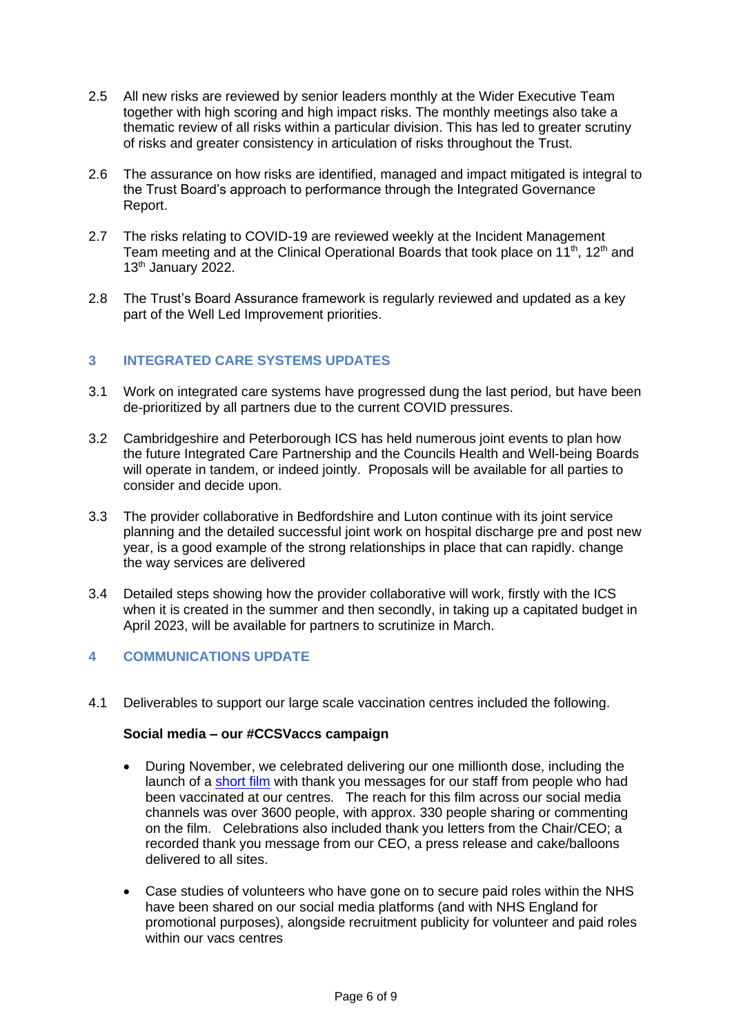2.5 All new risks are reviewed by senior leaders monthly at the Wider Executive Team together with high scoring and high impact risks. The monthly meetings also take a thematic review of all risks within a particular division. This has led to greater scrutiny of risks and greater consistency in articulation of risks throughout the Trust.

2.6 The assurance on how risks are identified, managed and impact mitigated is integral to the Trust Board's approach to performance through the Integrated Governance Report.

2.7 The risks relating to COVID-19 are reviewed weekly at the Incident Management Team meeting and at the Clinical Operational Boards that took place on 11th, 12th and 13th January 2022.

2.8 The Trust's Board Assurance framework is regularly reviewed and updated as a key part of the Well Led Improvement priorities.

## 3 INTEGRATED CARE SYSTEMS UPDATES

3.1 Work on integrated care systems have progressed dung the last period, but have been de-prioritized by all partners due to the current COVID pressures.

3.2 Cambridgeshire and Peterborough ICS has held numerous joint events to plan how the future Integrated Care Partnership and the Councils Health and Well-being Boards will operate in tandem, or indeed jointly. Proposals will be available for all parties to consider and decide upon.

3.3 The provider collaborative in Bedfordshire and Luton continue with its joint service planning and the detailed successful joint work on hospital discharge pre and post new year, is a good example of the strong relationships in place that can rapidly. change the way services are delivered

3.4 Detailed steps showing how the provider collaborative will work, firstly with the ICS when it is created in the summer and then secondly, in taking up a capitated budget in April 2023, will be available for partners to scrutinize in March.

## 4 COMMUNICATIONS UPDATE

4.1 Deliverables to support our large scale vaccination centres included the following.

**Social media – our #CCSVaccs campaign**

- During November, we celebrated delivering our one millionth dose, including the launch of a short film with thank you messages for our staff from people who had been vaccinated at our centres. The reach for this film across our social media channels was over 3600 people, with approx. 330 people sharing or commenting on the film. Celebrations also included thank you letters from the Chair/CEO; a recorded thank you message from our CEO, a press release and cake/balloons delivered to all sites.

- Case studies of volunteers who have gone on to secure paid roles within the NHS have been shared on our social media platforms (and with NHS England for promotional purposes), alongside recruitment publicity for volunteer and paid roles within our vacs centres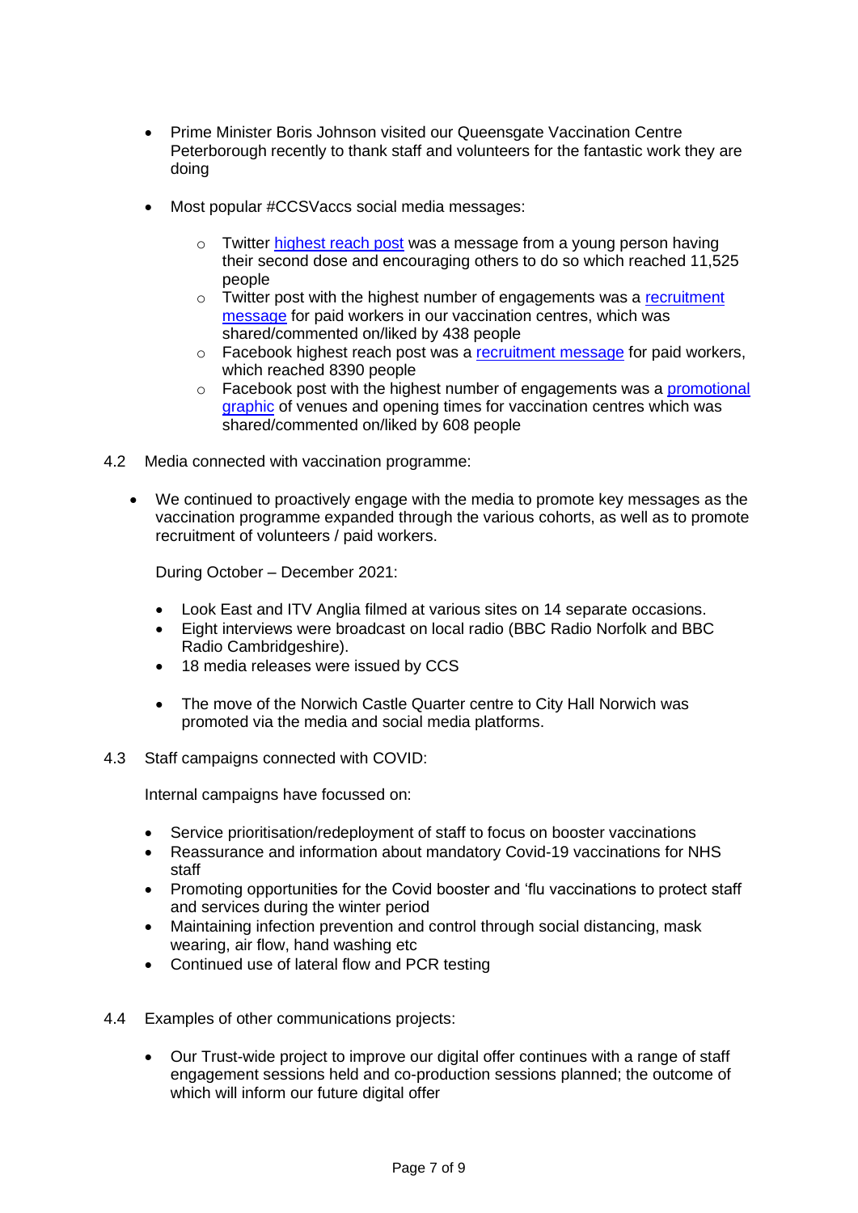- Prime Minister Boris Johnson visited our Queensgate Vaccination Centre Peterborough recently to thank staff and volunteers for the fantastic work they are doing

- Most popular #CCSVaccs social media messages:

  - Twitter highest reach post was a message from a young person having their second dose and encouraging others to do so which reached 11,525 people
  - Twitter post with the highest number of engagements was a recruitment message for paid workers in our vaccination centres, which was shared/commented on/liked by 438 people
  - Facebook highest reach post was a recruitment message for paid workers, which reached 8390 people
  - Facebook post with the highest number of engagements was a promotional graphic of venues and opening times for vaccination centres which was shared/commented on/liked by 608 people

4.2 Media connected with vaccination programme:

- We continued to proactively engage with the media to promote key messages as the vaccination programme expanded through the various cohorts, as well as to promote recruitment of volunteers / paid workers.

  During October – December 2021:

  - Look East and ITV Anglia filmed at various sites on 14 separate occasions.
  - Eight interviews were broadcast on local radio (BBC Radio Norfolk and BBC Radio Cambridgeshire).
  - 18 media releases were issued by CCS
  - The move of the Norwich Castle Quarter centre to City Hall Norwich was promoted via the media and social media platforms.

4.3 Staff campaigns connected with COVID:

Internal campaigns have focussed on:

- Service prioritisation/redeployment of staff to focus on booster vaccinations
- Reassurance and information about mandatory Covid-19 vaccinations for NHS staff
- Promoting opportunities for the Covid booster and 'flu vaccinations to protect staff and services during the winter period
- Maintaining infection prevention and control through social distancing, mask wearing, air flow, hand washing etc
- Continued use of lateral flow and PCR testing

4.4 Examples of other communications projects:

- Our Trust-wide project to improve our digital offer continues with a range of staff engagement sessions held and co-production sessions planned; the outcome of which will inform our future digital offer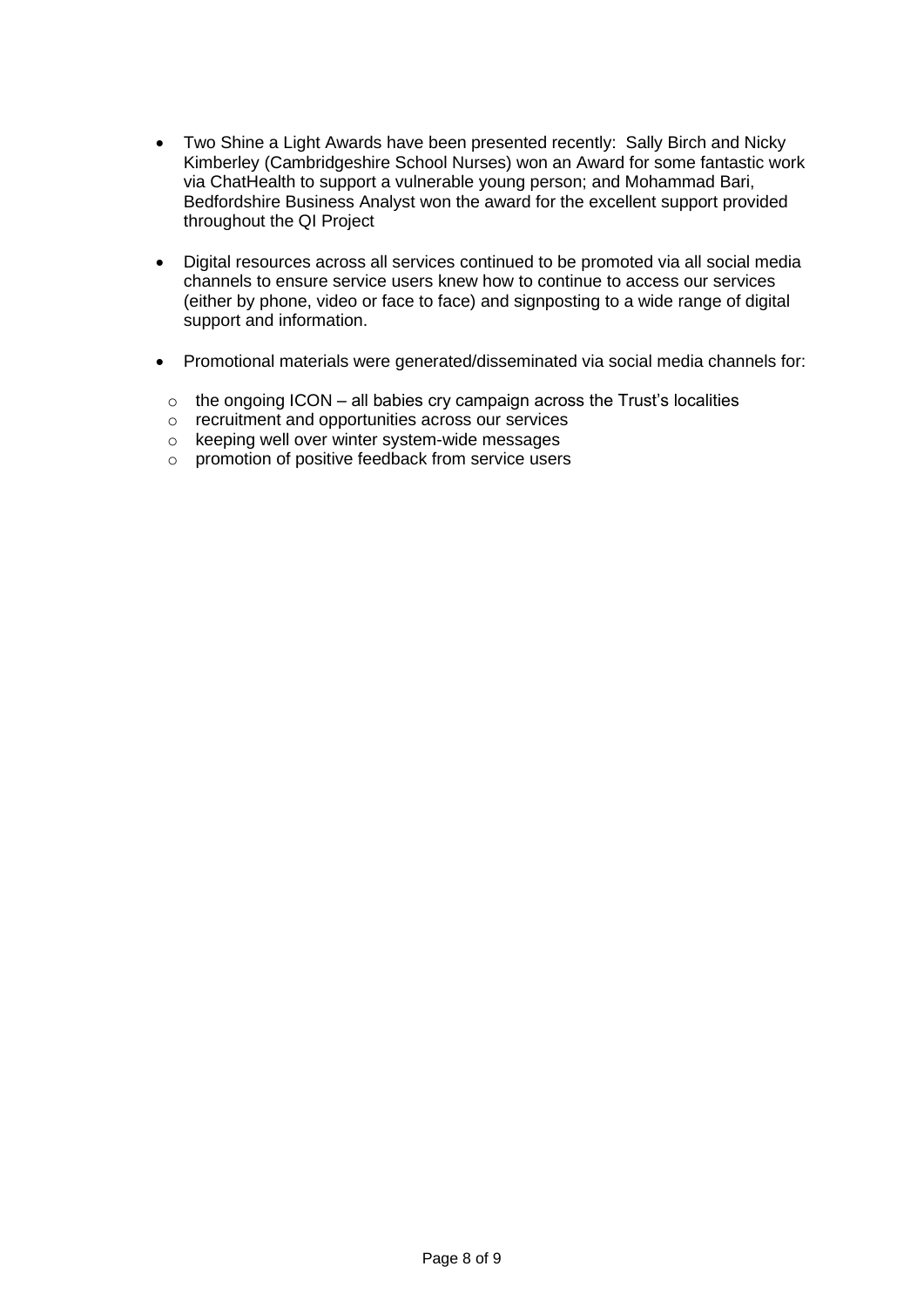- Two Shine a Light Awards have been presented recently: Sally Birch and Nicky Kimberley (Cambridgeshire School Nurses) won an Award for some fantastic work via ChatHealth to support a vulnerable young person; and Mohammad Bari, Bedfordshire Business Analyst won the award for the excellent support provided throughout the QI Project

- Digital resources across all services continued to be promoted via all social media channels to ensure service users knew how to continue to access our services (either by phone, video or face to face) and signposting to a wide range of digital support and information.

- Promotional materials were generated/disseminated via social media channels for:
  - the ongoing ICON – all babies cry campaign across the Trust's localities
  - recruitment and opportunities across our services
  - keeping well over winter system-wide messages
  - promotion of positive feedback from service users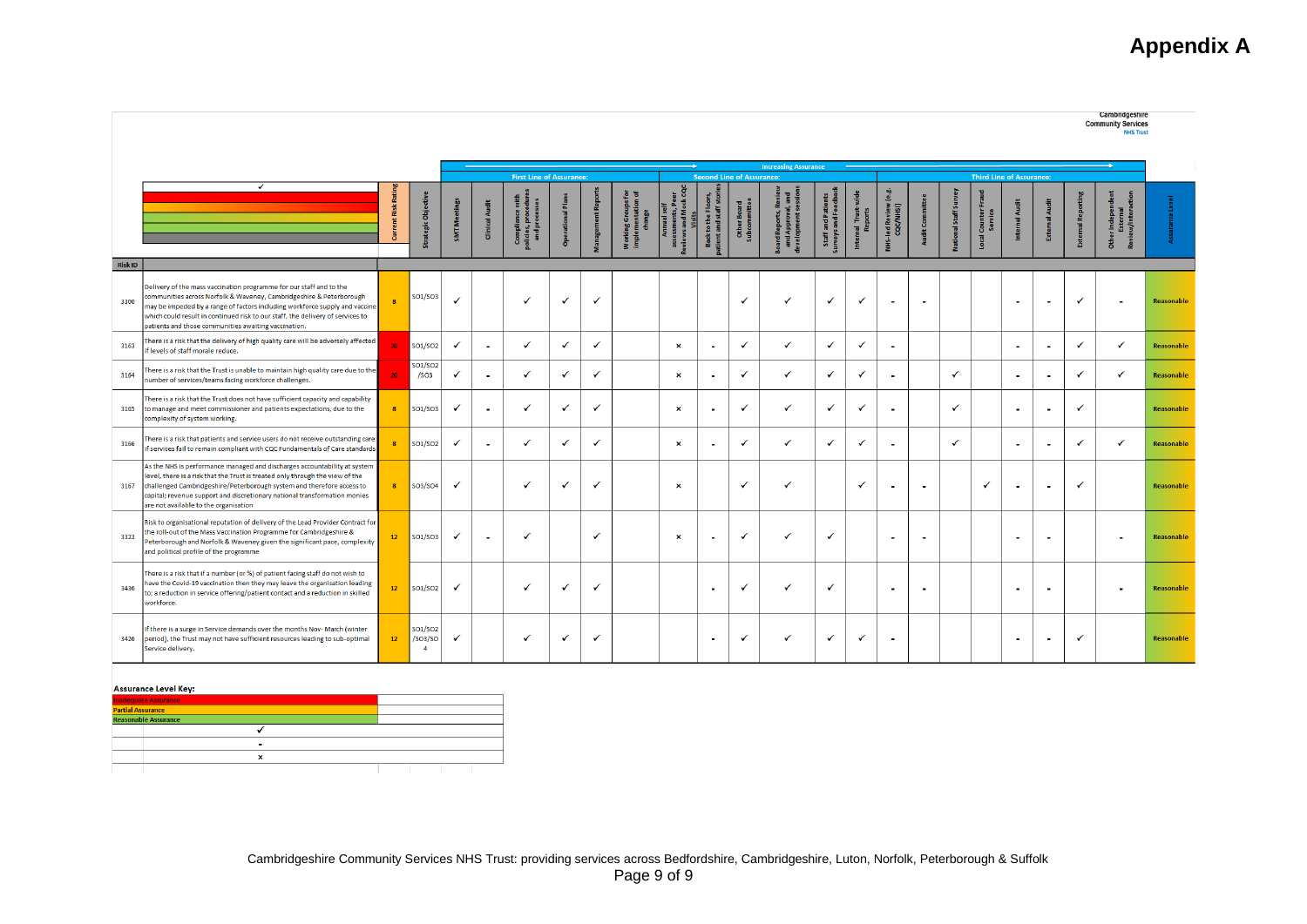# Appendix A

Cambridgeshire Community Services NHS Trust

| | | | | Increasing Assurance | | | | | | | | | | | | | | | | | | | | |
|---|---|---|---|---|---|---|---|---|---|---|---|---|---|---|---|---|---|---|---|---|---|---|---|---|
| | | | | First Line of Assurance: | | | | | | Second Line of Assurance: | | | | | | Third Line of Assurance: | | | | | | | | |
| Risk ID | | Current Risk Rating | Strategic Objective | SMT Meetings | Clinical Audit | Compliance with policies, procedures and processes | Operational Plans | Management Reports | Working Groups for implementation of change | Annual self assessments, Peer Reviews and Mock CQC Visits | Back to the Floors, patient and staff stories | Other Board Subcommittee | Board Reports, Review and Approval, and development sessions | Staff and Patients Surveys and Feedback | Internal Trust-wide Reports | NHS-led Review (e.g. CQC/NHSI) | Audit Committee | National Staff Survey | Local Counter Fraud Service | Internal Audit | External Audit | External Reporting | Other Independent External Review/Interaction | Assurance Level |
| 3300 | Delivery of the mass vaccination programme for our staff and to the communities across Norfolk & Waveney, Cambridgeshire & Peterborough may be impeded by a range of factors including workforce supply and vaccine which could result in continued risk to our staff, the delivery of services to patients and those communities awaiting vaccination. | 8 | SO1/SO3 | ✓ | | ✓ | ✓ | ✓ | | | | ✓ | ✓ | ✓ | ✓ | - | - | | | - | - | ✓ | - | Reasonable |
| 3163 | There is a risk that the delivery of high quality care will be adversely affected if levels of staff morale reduce. | 20 | SO1/SO2 | ✓ | - | ✓ | ✓ | ✓ | | × | - | ✓ | ✓ | ✓ | ✓ | - | | | | - | - | ✓ | ✓ | Reasonable |
| 3164 | There is a risk that the Trust is unable to maintain high quality care due to the number of services/teams facing workforce challenges. | 20 | SO1/SO2 /SO3 | ✓ | - | ✓ | ✓ | ✓ | | × | - | ✓ | ✓ | ✓ | ✓ | - | | ✓ | | - | - | ✓ | ✓ | Reasonable |
| 3165 | There is a risk that the Trust does not have sufficient capacity and capability to manage and meet commissioner and patients expectations, due to the complexity of system working. | 8 | SO1/SO3 | ✓ | - | ✓ | ✓ | ✓ | | × | - | ✓ | ✓ | ✓ | ✓ | - | | ✓ | | - | - | ✓ | | Reasonable |
| 3166 | There is a risk that patients and service users do not receive outstanding care if services fail to remain compliant with CQC Fundamentals of Care standards | 8 | SO1/SO2 | ✓ | - | ✓ | ✓ | ✓ | | × | - | ✓ | ✓ | ✓ | ✓ | - | | ✓ | | - | - | ✓ | ✓ | Reasonable |
| 3167 | As the NHS is performance managed and discharges accountability at system level, there is a risk that the Trust is treated only through the view of the challenged Cambridgeshire/Peterborough system and therefore access to capital; revenue support and discretionary national transformation monies are not available to the organisation | 8 | SO3/SO4 | ✓ | | ✓ | ✓ | ✓ | | × | | ✓ | ✓ | | ✓ | - | - | | ✓ | - | - | ✓ | | Reasonable |
| 3323 | Risk to organisational reputation of delivery of the Lead Provider Contract for the roll-out of the Mass Vaccination Programme for Cambridgeshire & Peterborough and Norfolk & Waveney given the significant pace, complexity and political profile of the programme | 12 | SO1/SO3 | ✓ | - | ✓ | | ✓ | | × | - | ✓ | ✓ | ✓ | | - | - | | | - | - | | - | Reasonable |
| 3436 | There is a risk that if a number (or %) of patient facing staff do not wish to have the Covid-19 vaccination then they may leave the organisation leading to; a reduction in service offering/patient contact and a reduction in skilled workforce. | 12 | SO1/SO2 | ✓ | | ✓ | ✓ | ✓ | | | - | ✓ | ✓ | ✓ | | - | - | | | - | - | | - | Reasonable |
| 3426 | If there is a surge in Service demands over the months Nov- March (winter period), the Trust may not have sufficient resources leading to sub-optimal Service delivery. | 12 | SO1/SO2 /SO3/SO 4 | ✓ | | ✓ | ✓ | ✓ | | | - | ✓ | ✓ | ✓ | ✓ | - | | | | - | - | ✓ | | Reasonable |

**Assurance Level Key:**

| | |
|---|---|
| Inadequate Assurance | |
| Partial Assurance | |
| Reasonable Assurance | |
| ✓ | |
| - | |
| × | |